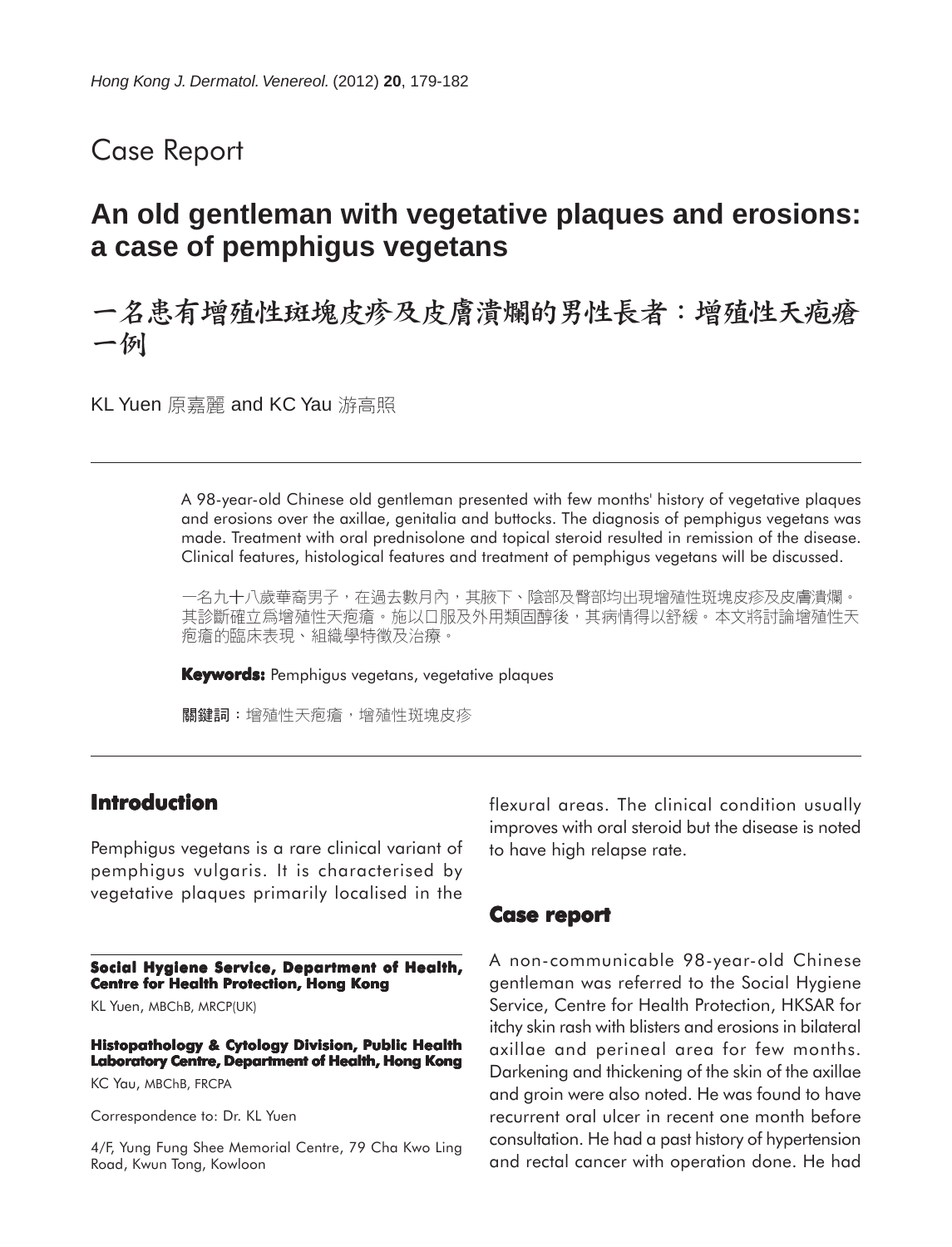## Case Report

# An old gentleman with vegetative plaques and erosions: a case of pemphigus vegetans

# 一名患有增殖性斑塊皮疹及皮膚潰爛的男性長者：增殖性天疱瘡一例

KL Yuen 原嘉麗 and KC Yau 游高照

A 98-year-old Chinese old gentleman presented with few months' history of vegetative plaques and erosions over the axillae, genitalia and buttocks. The diagnosis of pemphigus vegetans was made. Treatment with oral prednisolone and topical steroid resulted in remission of the disease. Clinical features, histological features and treatment of pemphigus vegetans will be discussed.

一名九十八歲華裔男子，在過去數月內，其腋下、陰部及臀部均出現增殖性斑塊皮疹及皮膚潰爛。其診斷確立爲增殖性天疱瘡。施以口服及外用類固醇後，其病情得以舒緩。本文將討論增殖性天疱瘡的臨床表現、組織學特徵及治療。

**Keywords:** Pemphigus vegetans, vegetative plaques

**關鍵詞**：增殖性天疱瘡，增殖性斑塊皮疹

## Introduction

Pemphigus vegetans is a rare clinical variant of pemphigus vulgaris. It is characterised by vegetative plaques primarily localised in the flexural areas. The clinical condition usually improves with oral steroid but the disease is noted to have high relapse rate.

## Case report

A non-communicable 98-year-old Chinese gentleman was referred to the Social Hygiene Service, Centre for Health Protection, HKSAR for itchy skin rash with blisters and erosions in bilateral axillae and perineal area for few months. Darkening and thickening of the skin of the axillae and groin were also noted. He was found to have recurrent oral ulcer in recent one month before consultation. He had a past history of hypertension and rectal cancer with operation done. He had

**Social Hygiene Service, Department of Health, Centre for Health Protection, Hong Kong**

KL Yuen, MBChB, MRCP(UK)

**Histopathology & Cytology Division, Public Health Laboratory Centre, Department of Health, Hong Kong**

KC Yau, MBChB, FRCPA

Correspondence to: Dr. KL Yuen

4/F, Yung Fung Shee Memorial Centre, 79 Cha Kwo Ling Road, Kwun Tong, Kowloon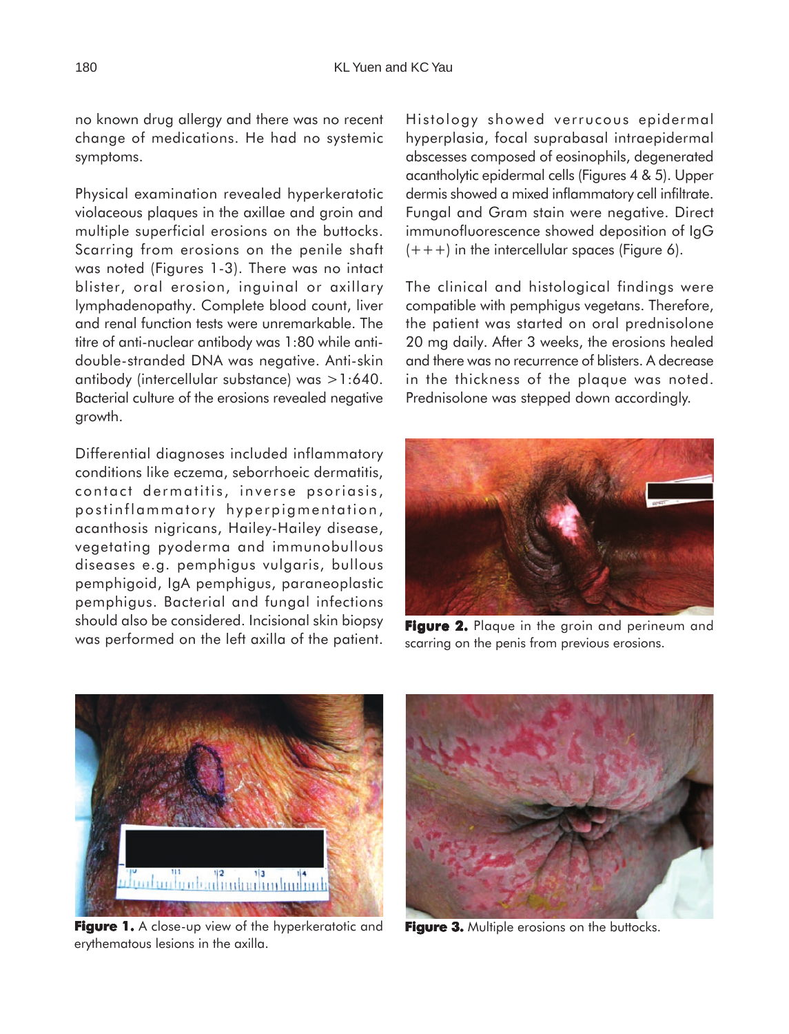no known drug allergy and there was no recent change of medications. He had no systemic symptoms.

Physical examination revealed hyperkeratotic violaceous plaques in the axillae and groin and multiple superficial erosions on the buttocks. Scarring from erosions on the penile shaft was noted (Figures 1-3). There was no intact blister, oral erosion, inguinal or axillary lymphadenopathy. Complete blood count, liver and renal function tests were unremarkable. The titre of anti-nuclear antibody was 1:80 while anti-double-stranded DNA was negative. Anti-skin antibody (intercellular substance) was >1:640. Bacterial culture of the erosions revealed negative growth.

Differential diagnoses included inflammatory conditions like eczema, seborrhoeic dermatitis, contact dermatitis, inverse psoriasis, postinflammatory hyperpigmentation, acanthosis nigricans, Hailey-Hailey disease, vegetating pyoderma and immunobullous diseases e.g. pemphigus vulgaris, bullous pemphigoid, IgA pemphigus, paraneoplastic pemphigus. Bacterial and fungal infections should also be considered. Incisional skin biopsy was performed on the left axilla of the patient.

Histology showed verrucous epidermal hyperplasia, focal suprabasal intraepidermal abscesses composed of eosinophils, degenerated acantholytic epidermal cells (Figures 4 & 5). Upper dermis showed a mixed inflammatory cell infiltrate. Fungal and Gram stain were negative. Direct immunofluorescence showed deposition of IgG (+++) in the intercellular spaces (Figure 6).

The clinical and histological findings were compatible with pemphigus vegetans. Therefore, the patient was started on oral prednisolone 20 mg daily. After 3 weeks, the erosions healed and there was no recurrence of blisters. A decrease in the thickness of the plaque was noted. Prednisolone was stepped down accordingly.

**Figure 2.** Plaque in the groin and perineum and scarring on the penis from previous erosions.

**Figure 1.** A close-up view of the hyperkeratotic and erythematous lesions in the axilla.

**Figure 3.** Multiple erosions on the buttocks.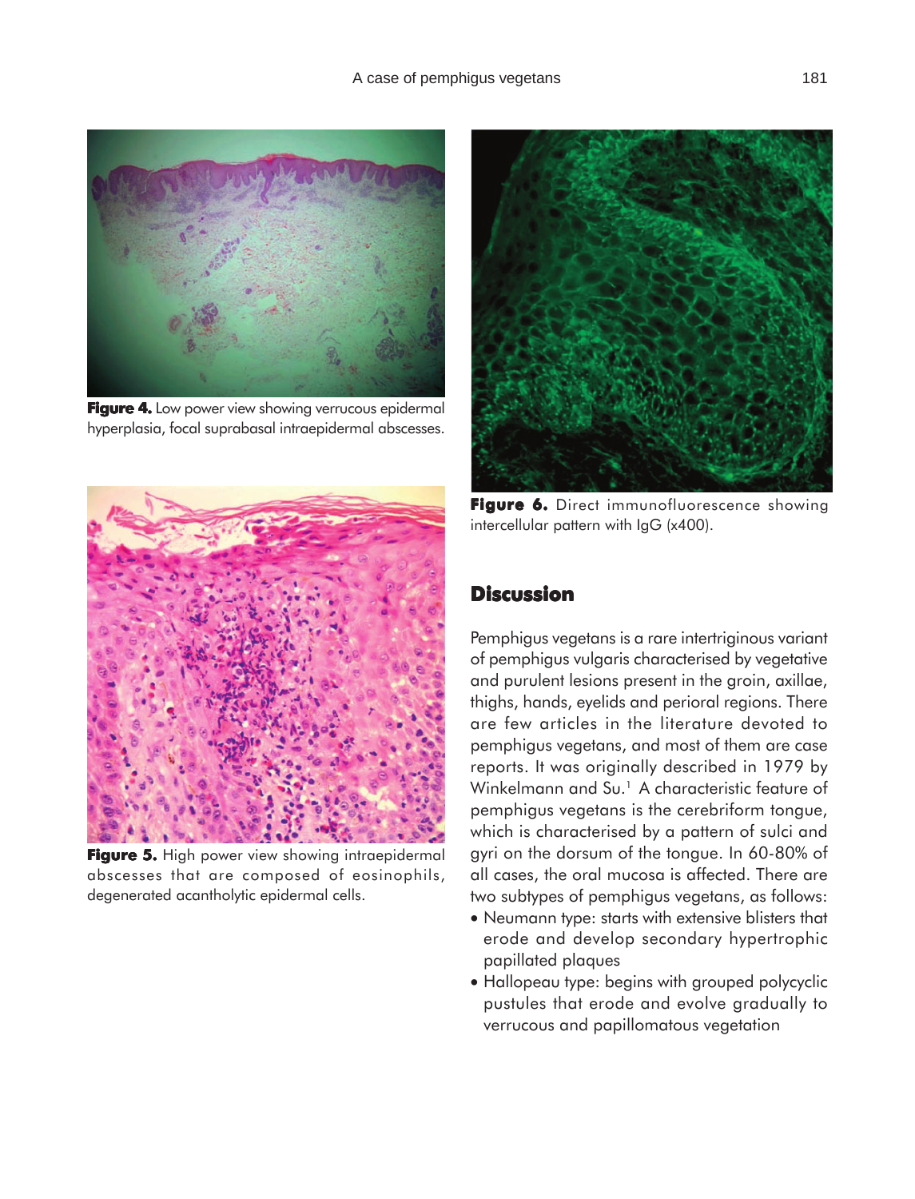Figure 4. Low power view showing verrucous epidermal hyperplasia, focal suprabasal intraepidermal abscesses.

Figure 5. High power view showing intraepidermal abscesses that are composed of eosinophils, degenerated acantholytic epidermal cells.

Figure 6. Direct immunofluorescence showing intercellular pattern with IgG (x400).

## Discussion

Pemphigus vegetans is a rare intertriginous variant of pemphigus vulgaris characterised by vegetative and purulent lesions present in the groin, axillae, thighs, hands, eyelids and perioral regions. There are few articles in the literature devoted to pemphigus vegetans, and most of them are case reports. It was originally described in 1979 by Winkelmann and Su.[1] A characteristic feature of pemphigus vegetans is the cerebriform tongue, which is characterised by a pattern of sulci and gyri on the dorsum of the tongue. In 60-80% of all cases, the oral mucosa is affected. There are two subtypes of pemphigus vegetans, as follows:

- Neumann type: starts with extensive blisters that erode and develop secondary hypertrophic papillated plaques
- Hallopeau type: begins with grouped polycyclic pustules that erode and evolve gradually to verrucous and papillomatous vegetation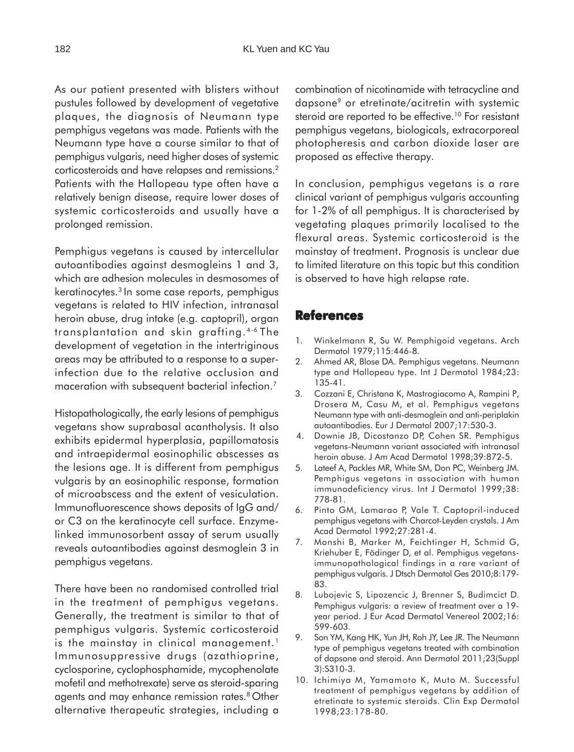As our patient presented with blisters without pustules followed by development of vegetative plaques, the diagnosis of Neumann type pemphigus vegetans was made. Patients with the Neumann type have a course similar to that of pemphigus vulgaris, need higher doses of systemic corticosteroids and have relapses and remissions.[2] Patients with the Hallopeau type often have a relatively benign disease, require lower doses of systemic corticosteroids and usually have a prolonged remission.

Pemphigus vegetans is caused by intercellular autoantibodies against desmogleins 1 and 3, which are adhesion molecules in desmosomes of keratinocytes.[3] In some case reports, pemphigus vegetans is related to HIV infection, intranasal heroin abuse, drug intake (e.g. captopril), organ transplantation and skin grafting.[4-6] The development of vegetation in the intertriginous areas may be attributed to a response to a super-infection due to the relative occlusion and maceration with subsequent bacterial infection.[7]

Histopathologically, the early lesions of pemphigus vegetans show suprabasal acantholysis. It also exhibits epidermal hyperplasia, papillomatosis and intraepidermal eosinophilic abscesses as the lesions age. It is different from pemphigus vulgaris by an eosinophilic response, formation of microabscess and the extent of vesiculation. Immunofluorescence shows deposits of IgG and/or C3 on the keratinocyte cell surface. Enzyme-linked immunosorbent assay of serum usually reveals autoantibodies against desmoglein 3 in pemphigus vegetans.

There have been no randomised controlled trial in the treatment of pemphigus vegetans. Generally, the treatment is similar to that of pemphigus vulgaris. Systemic corticosteroid is the mainstay in clinical management.[1] Immunosuppressive drugs (azathioprine, cyclosporine, cyclophosphamide, mycophenolate mofetil and methotrexate) serve as steroid-sparing agents and may enhance remission rates.[8] Other alternative therapeutic strategies, including a combination of nicotinamide with tetracycline and dapsone[9] or etretinate/acitretin with systemic steroid are reported to be effective.[10] For resistant pemphigus vegetans, biologicals, extracorporeal photopheresis and carbon dioxide laser are proposed as effective therapy.

In conclusion, pemphigus vegetans is a rare clinical variant of pemphigus vulgaris accounting for 1-2% of all pemphigus. It is characterised by vegetating plaques primarily localised to the flexural areas. Systemic corticosteroid is the mainstay of treatment. Prognosis is unclear due to limited literature on this topic but this condition is observed to have high relapse rate.

## References

1. Winkelmann R, Su W. Pemphigoid vegetans. Arch Dermatol 1979;115:446-8.
2. Ahmed AR, Blose DA. Pemphigus vegetans. Neumann type and Hallopeau type. Int J Dermatol 1984;23: 135-41.
3. Cozzani E, Christana K, Mastrogiacomo A, Rampini P, Drosera M, Casu M, et al. Pemphigus vegetans Neumann type with anti-desmoglein and anti-periplakin autoantibodies. Eur J Dermatol 2007;17:530-3.
4. Downie JB, Dicostanzo DP, Cohen SR. Pemphigus vegetans-Neumann variant associated with intranasal heroin abuse. J Am Acad Dermatol 1998;39:872-5.
5. Lateef A, Packles MR, White SM, Don PC, Weinberg JM. Pemphigus vegetans in association with human immunodeficiency virus. Int J Dermatol 1999;38: 778-81.
6. Pinto GM, Lamarao P, Vale T. Captopril-induced pemphigus vegetans with Charcot-Leyden crystals. J Am Acad Dermatol 1992;27:281-4.
7. Monshi B, Marker M, Feichtinger H, Schmid G, Kriehuber E, Födinger D, et al. Pemphigus vegetans-immunopathological findings in a rare variant of pemphigus vulgaris. J Dtsch Dermatol Ges 2010;8:179-83.
8. Lubojevic S, Lipozencic J, Brenner S, Budimcict D. Pemphigus vulgaris: a review of treatment over a 19-year period. J Eur Acad Dermatol Venereol 2002;16: 599-603.
9. Son YM, Kang HK, Yun JH, Roh JY, Lee JR. The Neumann type of pemphigus vegetans treated with combination of dapsone and steroid. Ann Dermatol 2011;23(Suppl 3):S310-3.
10. Ichimiya M, Yamamoto K, Muto M. Successful treatment of pemphigus vegetans by addition of etretinate to systemic steroids. Clin Exp Dermatol 1998;23:178-80.